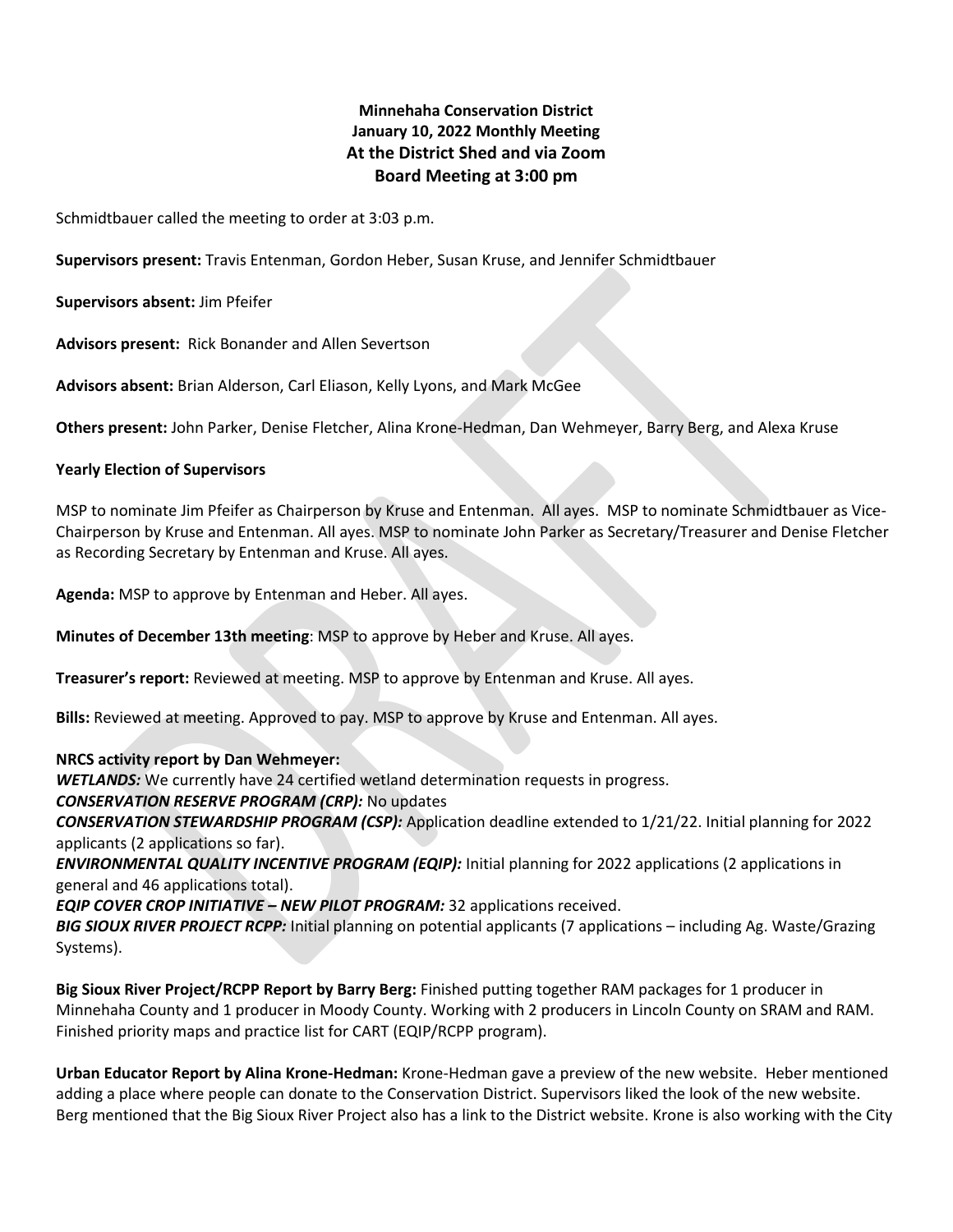**Minnehaha Conservation District**
**January 10, 2022 Monthly Meeting**
**At the District Shed and via Zoom**
**Board Meeting at 3:00 pm**

Schmidtbauer called the meeting to order at 3:03 p.m.

**Supervisors present:** Travis Entenman, Gordon Heber, Susan Kruse, and Jennifer Schmidtbauer

**Supervisors absent:** Jim Pfeifer

**Advisors present:** Rick Bonander and Allen Severtson

**Advisors absent:** Brian Alderson, Carl Eliason, Kelly Lyons, and Mark McGee

**Others present:** John Parker, Denise Fletcher, Alina Krone-Hedman, Dan Wehmeyer, Barry Berg, and Alexa Kruse

**Yearly Election of Supervisors**

MSP to nominate Jim Pfeifer as Chairperson by Kruse and Entenman. All ayes. MSP to nominate Schmidtbauer as Vice-Chairperson by Kruse and Entenman. All ayes. MSP to nominate John Parker as Secretary/Treasurer and Denise Fletcher as Recording Secretary by Entenman and Kruse. All ayes.

**Agenda:** MSP to approve by Entenman and Heber. All ayes.

**Minutes of December 13th meeting**: MSP to approve by Heber and Kruse. All ayes.

**Treasurer's report:** Reviewed at meeting. MSP to approve by Entenman and Kruse. All ayes.

**Bills:** Reviewed at meeting. Approved to pay. MSP to approve by Kruse and Entenman. All ayes.

**NRCS activity report by Dan Wehmeyer:**
***WETLANDS:*** We currently have 24 certified wetland determination requests in progress.
***CONSERVATION RESERVE PROGRAM (CRP):*** No updates
***CONSERVATION STEWARDSHIP PROGRAM (CSP):*** Application deadline extended to 1/21/22. Initial planning for 2022 applicants (2 applications so far).
***ENVIRONMENTAL QUALITY INCENTIVE PROGRAM (EQIP):*** Initial planning for 2022 applications (2 applications in general and 46 applications total).
***EQIP COVER CROP INITIATIVE – NEW PILOT PROGRAM:*** 32 applications received.
***BIG SIOUX RIVER PROJECT RCPP:*** Initial planning on potential applicants (7 applications – including Ag. Waste/Grazing Systems).

**Big Sioux River Project/RCPP Report by Barry Berg:** Finished putting together RAM packages for 1 producer in Minnehaha County and 1 producer in Moody County. Working with 2 producers in Lincoln County on SRAM and RAM. Finished priority maps and practice list for CART (EQIP/RCPP program).

**Urban Educator Report by Alina Krone-Hedman:** Krone-Hedman gave a preview of the new website. Heber mentioned adding a place where people can donate to the Conservation District. Supervisors liked the look of the new website. Berg mentioned that the Big Sioux River Project also has a link to the District website. Krone is also working with the City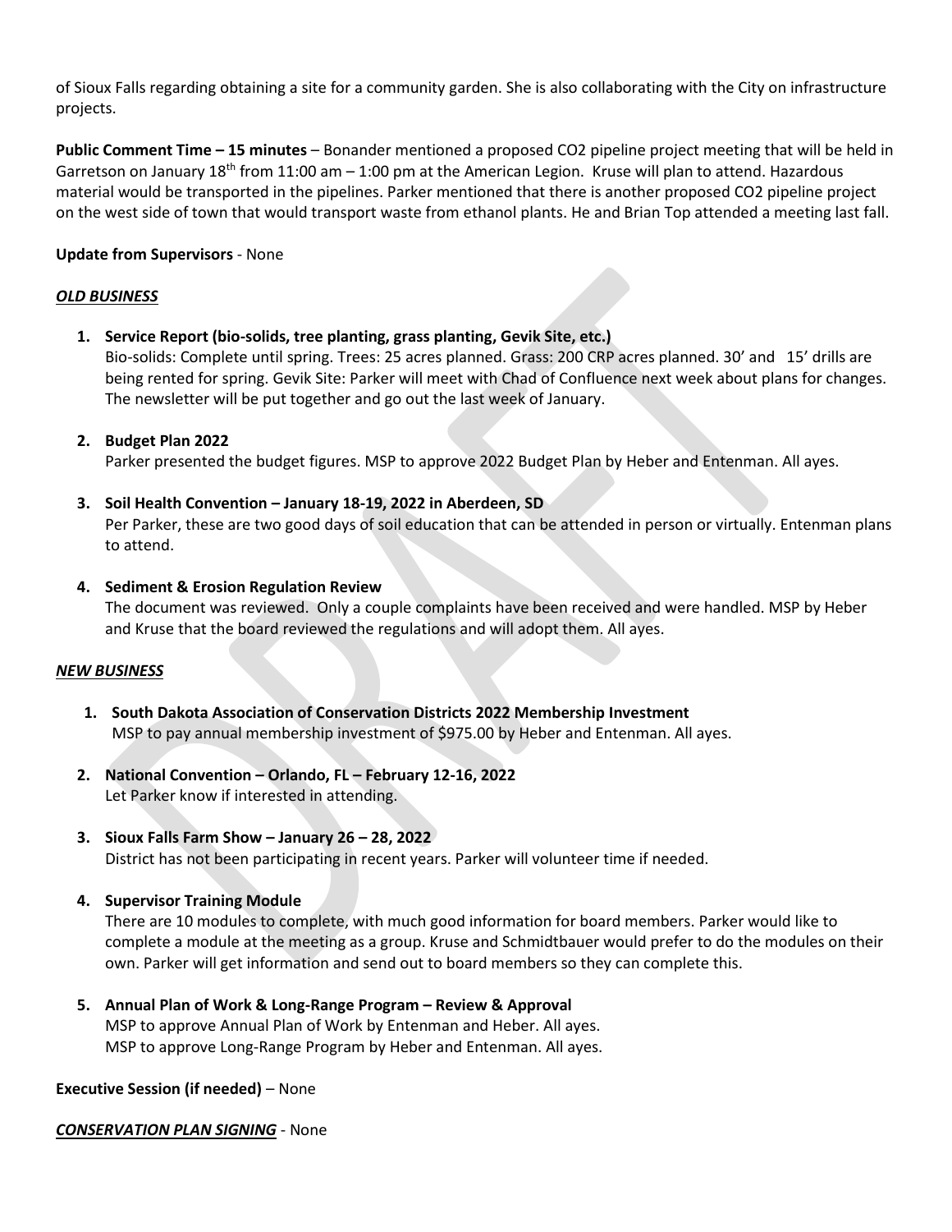of Sioux Falls regarding obtaining a site for a community garden. She is also collaborating with the City on infrastructure projects.

**Public Comment Time – 15 minutes** – Bonander mentioned a proposed $CO_2$ pipeline project meeting that will be held in Garretson on January 18th from 11:00 am – 1:00 pm at the American Legion. Kruse will plan to attend. Hazardous material would be transported in the pipelines. Parker mentioned that there is another proposed $CO_2$ pipeline project on the west side of town that would transport waste from ethanol plants. He and Brian Top attended a meeting last fall.

**Update from Supervisors** - None

***OLD BUSINESS***

1. **Service Report (bio-solids, tree planting, grass planting, Gevik Site, etc.)**
   Bio-solids: Complete until spring. Trees: 25 acres planned. Grass: 200 CRP acres planned. 30' and 15' drills are being rented for spring. Gevik Site: Parker will meet with Chad of Confluence next week about plans for changes. The newsletter will be put together and go out the last week of January.

2. **Budget Plan 2022**
   Parker presented the budget figures. MSP to approve 2022 Budget Plan by Heber and Entenman. All ayes.

3. **Soil Health Convention – January 18-19, 2022 in Aberdeen, SD**
   Per Parker, these are two good days of soil education that can be attended in person or virtually. Entenman plans to attend.

4. **Sediment & Erosion Regulation Review**
   The document was reviewed. Only a couple complaints have been received and were handled. MSP by Heber and Kruse that the board reviewed the regulations and will adopt them. All ayes.

***NEW BUSINESS***

1. **South Dakota Association of Conservation Districts 2022 Membership Investment**
   MSP to pay annual membership investment of $975.00 by Heber and Entenman. All ayes.

2. **National Convention – Orlando, FL – February 12-16, 2022**
   Let Parker know if interested in attending.

3. **Sioux Falls Farm Show – January 26 – 28, 2022**
   District has not been participating in recent years. Parker will volunteer time if needed.

4. **Supervisor Training Module**
   There are 10 modules to complete, with much good information for board members. Parker would like to complete a module at the meeting as a group. Kruse and Schmidtbauer would prefer to do the modules on their own. Parker will get information and send out to board members so they can complete this.

5. **Annual Plan of Work & Long-Range Program – Review & Approval**
   MSP to approve Annual Plan of Work by Entenman and Heber. All ayes.
   MSP to approve Long-Range Program by Heber and Entenman. All ayes.

**Executive Session (if needed)** – None

***CONSERVATION PLAN SIGNING*** - None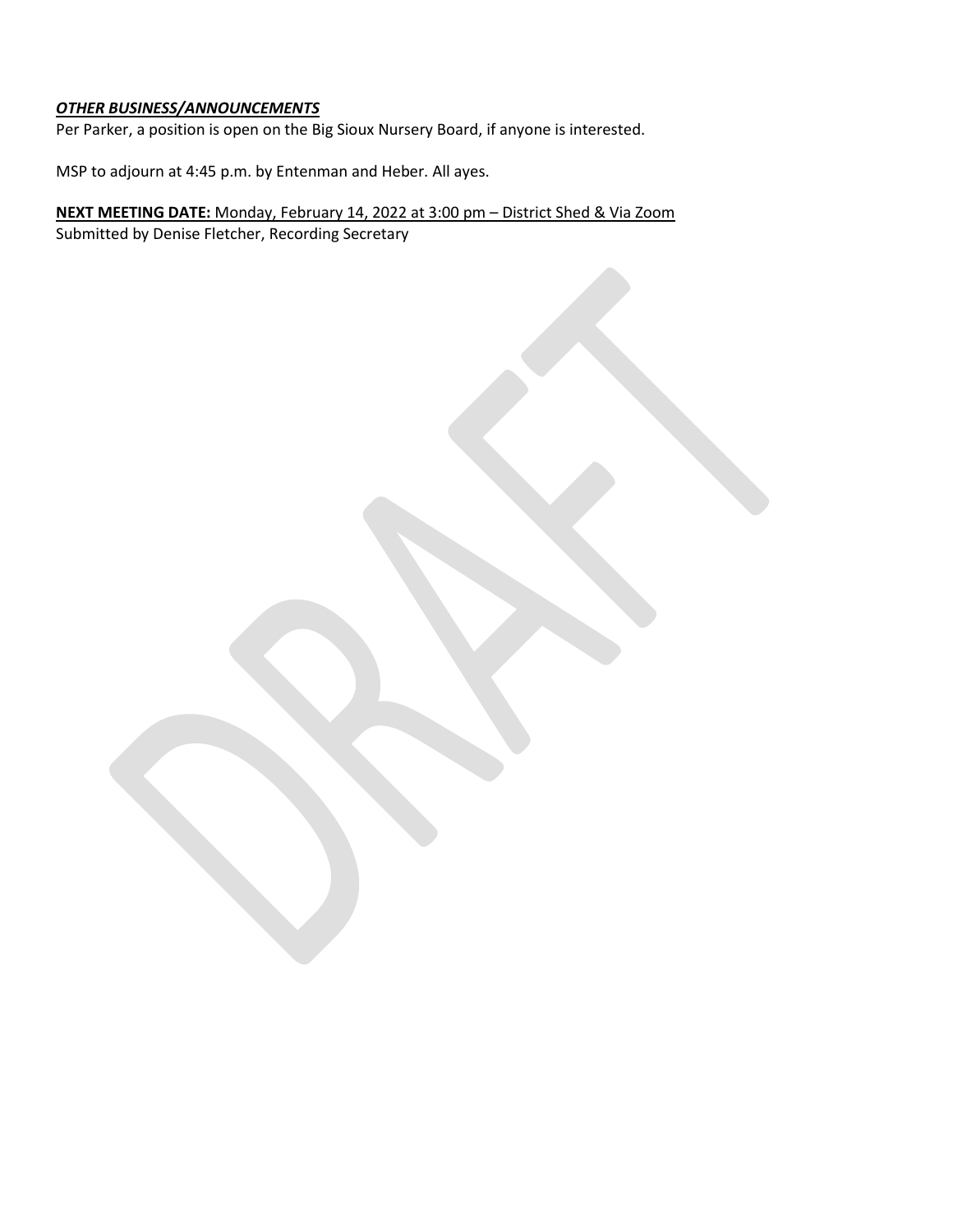***OTHER BUSINESS/ANNOUNCEMENTS***

Per Parker, a position is open on the Big Sioux Nursery Board, if anyone is interested.

MSP to adjourn at 4:45 p.m. by Entenman and Heber. All ayes.

**NEXT MEETING DATE:** Monday, February 14, 2022 at 3:00 pm – District Shed & Via Zoom

Submitted by Denise Fletcher, Recording Secretary

DRAFT